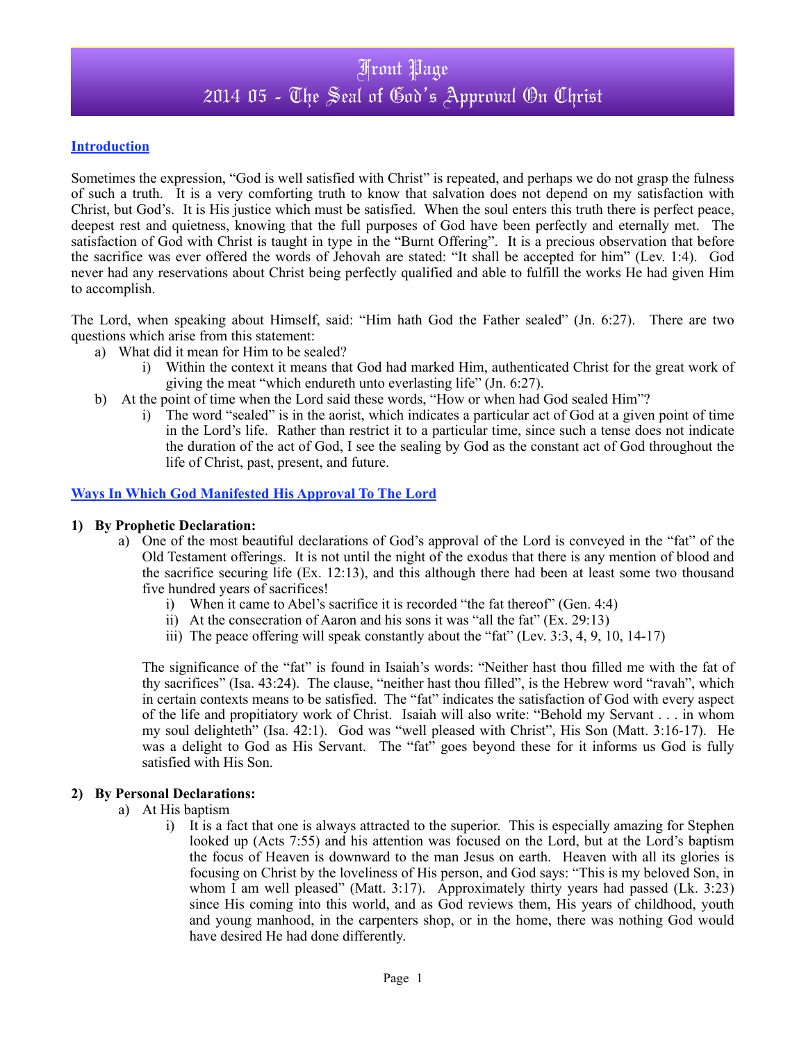# Front Page
# 2014 05 - The Seal of God's Approval On Christ

## Introduction

Sometimes the expression, "God is well satisfied with Christ" is repeated, and perhaps we do not grasp the fulness of such a truth. It is a very comforting truth to know that salvation does not depend on my satisfaction with Christ, but God's. It is His justice which must be satisfied. When the soul enters this truth there is perfect peace, deepest rest and quietness, knowing that the full purposes of God have been perfectly and eternally met. The satisfaction of God with Christ is taught in type in the "Burnt Offering". It is a precious observation that before the sacrifice was ever offered the words of Jehovah are stated: "It shall be accepted for him" (Lev. 1:4). God never had any reservations about Christ being perfectly qualified and able to fulfill the works He had given Him to accomplish.

The Lord, when speaking about Himself, said: "Him hath God the Father sealed" (Jn. 6:27). There are two questions which arise from this statement:

a) What did it mean for Him to be sealed?
   i) Within the context it means that God had marked Him, authenticated Christ for the great work of giving the meat "which endureth unto everlasting life" (Jn. 6:27).
b) At the point of time when the Lord said these words, "How or when had God sealed Him"?
   i) The word "sealed" is in the aorist, which indicates a particular act of God at a given point of time in the Lord's life. Rather than restrict it to a particular time, since such a tense does not indicate the duration of the act of God, I see the sealing by God as the constant act of God throughout the life of Christ, past, present, and future.

## Ways In Which God Manifested His Approval To The Lord

**1) By Prophetic Declaration:**

a) One of the most beautiful declarations of God's approval of the Lord is conveyed in the "fat" of the Old Testament offerings. It is not until the night of the exodus that there is any mention of blood and the sacrifice securing life (Ex. 12:13), and this although there had been at least some two thousand five hundred years of sacrifices!
   i) When it came to Abel's sacrifice it is recorded "the fat thereof" (Gen. 4:4)
   ii) At the consecration of Aaron and his sons it was "all the fat" (Ex. 29:13)
   iii) The peace offering will speak constantly about the "fat" (Lev. 3:3, 4, 9, 10, 14-17)

   The significance of the "fat" is found in Isaiah's words: "Neither hast thou filled me with the fat of thy sacrifices" (Isa. 43:24). The clause, "neither hast thou filled", is the Hebrew word "ravah", which in certain contexts means to be satisfied. The "fat" indicates the satisfaction of God with every aspect of the life and propitiatory work of Christ. Isaiah will also write: "Behold my Servant . . . in whom my soul delighteth" (Isa. 42:1). God was "well pleased with Christ", His Son (Matt. 3:16-17). He was a delight to God as His Servant. The "fat" goes beyond these for it informs us God is fully satisfied with His Son.

**2) By Personal Declarations:**

a) At His baptism
   i) It is a fact that one is always attracted to the superior. This is especially amazing for Stephen looked up (Acts 7:55) and his attention was focused on the Lord, but at the Lord's baptism the focus of Heaven is downward to the man Jesus on earth. Heaven with all its glories is focusing on Christ by the loveliness of His person, and God says: "This is my beloved Son, in whom I am well pleased" (Matt. 3:17). Approximately thirty years had passed (Lk. 3:23) since His coming into this world, and as God reviews them, His years of childhood, youth and young manhood, in the carpenters shop, or in the home, there was nothing God would have desired He had done differently.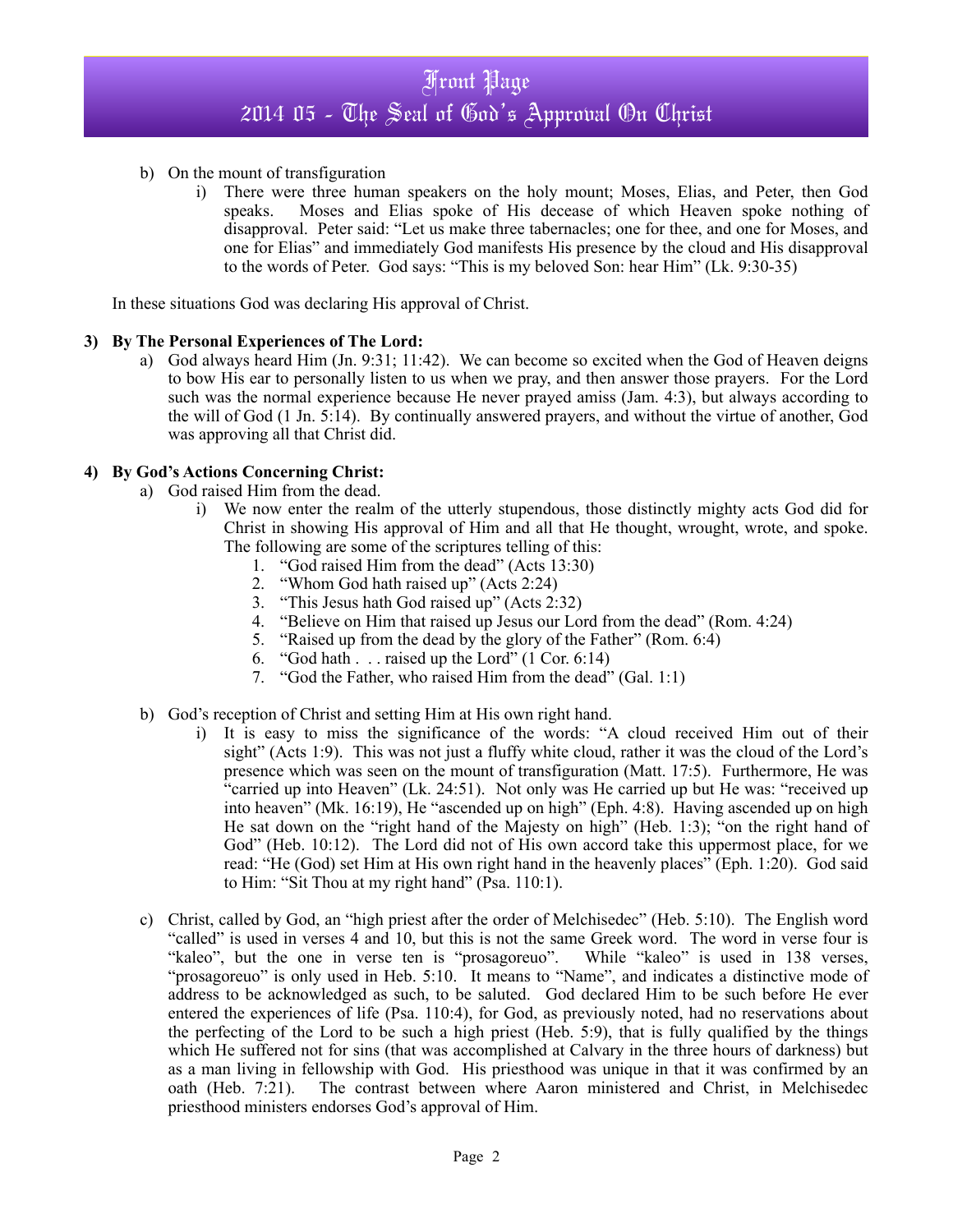b) On the mount of transfiguration

   i) There were three human speakers on the holy mount; Moses, Elias, and Peter, then God speaks. Moses and Elias spoke of His decease of which Heaven spoke nothing of disapproval. Peter said: "Let us make three tabernacles; one for thee, and one for Moses, and one for Elias" and immediately God manifests His presence by the cloud and His disapproval to the words of Peter. God says: "This is my beloved Son: hear Him" (Lk. 9:30-35)

In these situations God was declaring His approval of Christ.

**3) By The Personal Experiences of The Lord:**

a) God always heard Him (Jn. 9:31; 11:42). We can become so excited when the God of Heaven deigns to bow His ear to personally listen to us when we pray, and then answer those prayers. For the Lord such was the normal experience because He never prayed amiss (Jam. 4:3), but always according to the will of God (1 Jn. 5:14). By continually answered prayers, and without the virtue of another, God was approving all that Christ did.

**4) By God's Actions Concerning Christ:**

a) God raised Him from the dead.

   i) We now enter the realm of the utterly stupendous, those distinctly mighty acts God did for Christ in showing His approval of Him and all that He thought, wrought, wrote, and spoke. The following are some of the scriptures telling of this:

      1. "God raised Him from the dead" (Acts 13:30)
      2. "Whom God hath raised up" (Acts 2:24)
      3. "This Jesus hath God raised up" (Acts 2:32)
      4. "Believe on Him that raised up Jesus our Lord from the dead" (Rom. 4:24)
      5. "Raised up from the dead by the glory of the Father" (Rom. 6:4)
      6. "God hath . . . raised up the Lord" (1 Cor. 6:14)
      7. "God the Father, who raised Him from the dead" (Gal. 1:1)

b) God's reception of Christ and setting Him at His own right hand.

   i) It is easy to miss the significance of the words: "A cloud received Him out of their sight" (Acts 1:9). This was not just a fluffy white cloud, rather it was the cloud of the Lord's presence which was seen on the mount of transfiguration (Matt. 17:5). Furthermore, He was "carried up into Heaven" (Lk. 24:51). Not only was He carried up but He was: "received up into heaven" (Mk. 16:19), He "ascended up on high" (Eph. 4:8). Having ascended up on high He sat down on the "right hand of the Majesty on high" (Heb. 1:3); "on the right hand of God" (Heb. 10:12). The Lord did not of His own accord take this uppermost place, for we read: "He (God) set Him at His own right hand in the heavenly places" (Eph. 1:20). God said to Him: "Sit Thou at my right hand" (Psa. 110:1).

c) Christ, called by God, an "high priest after the order of Melchisedec" (Heb. 5:10). The English word "called" is used in verses 4 and 10, but this is not the same Greek word. The word in verse four is "kaleo", but the one in verse ten is "prosagoreuo". While "kaleo" is used in 138 verses, "prosagoreuo" is only used in Heb. 5:10. It means to "Name", and indicates a distinctive mode of address to be acknowledged as such, to be saluted. God declared Him to be such before He ever entered the experiences of life (Psa. 110:4), for God, as previously noted, had no reservations about the perfecting of the Lord to be such a high priest (Heb. 5:9), that is fully qualified by the things which He suffered not for sins (that was accomplished at Calvary in the three hours of darkness) but as a man living in fellowship with God. His priesthood was unique in that it was confirmed by an oath (Heb. 7:21). The contrast between where Aaron ministered and Christ, in Melchisedec priesthood ministers endorses God's approval of Him.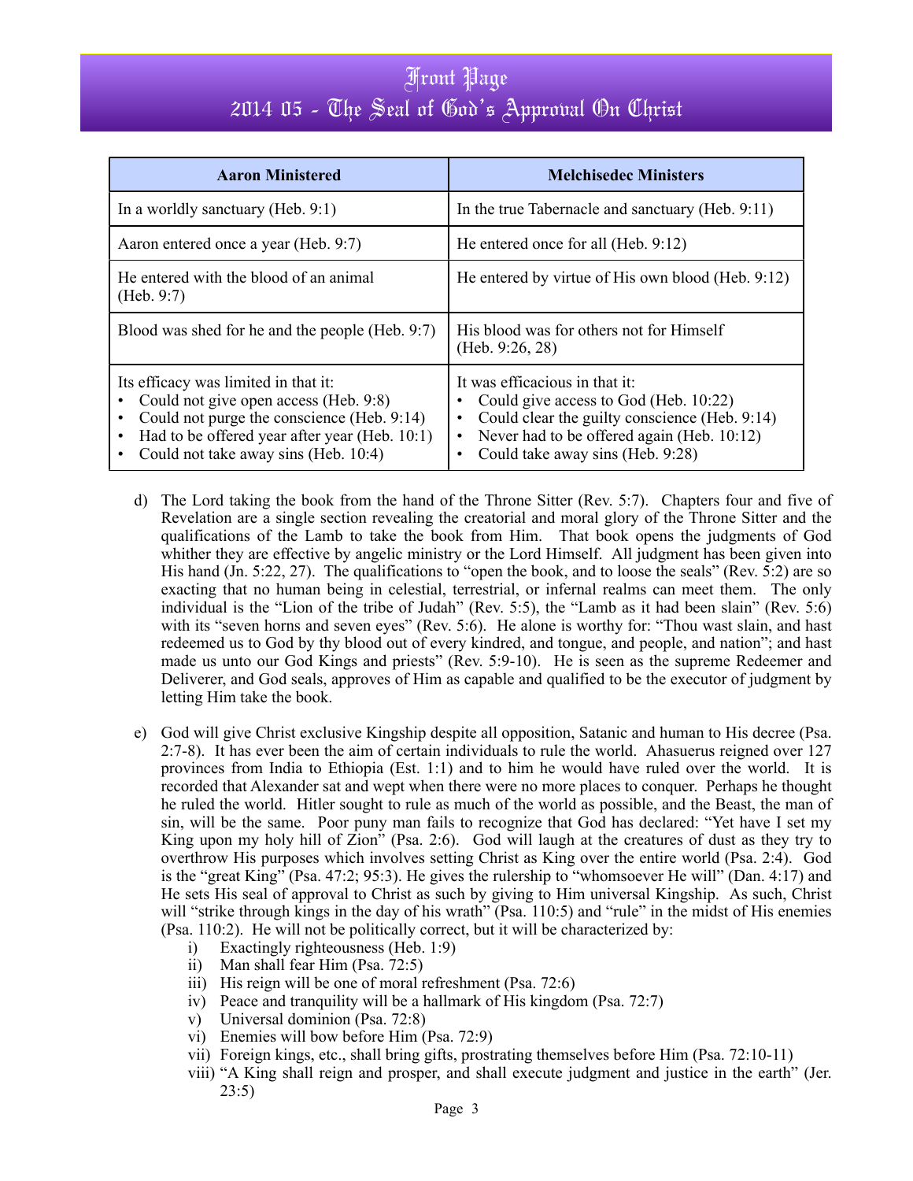| Aaron Ministered | Melchisedec Ministers |
|---|---|
| In a worldly sanctuary (Heb. 9:1) | In the true Tabernacle and sanctuary (Heb. 9:11) |
| Aaron entered once a year (Heb. 9:7) | He entered once for all (Heb. 9:12) |
| He entered with the blood of an animal (Heb. 9:7) | He entered by virtue of His own blood (Heb. 9:12) |
| Blood was shed for he and the people (Heb. 9:7) | His blood was for others not for Himself (Heb. 9:26, 28) |
| Its efficacy was limited in that it:<br>• Could not give open access (Heb. 9:8)<br>• Could not purge the conscience (Heb. 9:14)<br>• Had to be offered year after year (Heb. 10:1)<br>• Could not take away sins (Heb. 10:4) | It was efficacious in that it:<br>• Could give access to God (Heb. 10:22)<br>• Could clear the guilty conscience (Heb. 9:14)<br>• Never had to be offered again (Heb. 10:12)<br>• Could take away sins (Heb. 9:28) |

d) The Lord taking the book from the hand of the Throne Sitter (Rev. 5:7). Chapters four and five of Revelation are a single section revealing the creatorial and moral glory of the Throne Sitter and the qualifications of the Lamb to take the book from Him. That book opens the judgments of God whither they are effective by angelic ministry or the Lord Himself. All judgment has been given into His hand (Jn. 5:22, 27). The qualifications to "open the book, and to loose the seals" (Rev. 5:2) are so exacting that no human being in celestial, terrestrial, or infernal realms can meet them. The only individual is the "Lion of the tribe of Judah" (Rev. 5:5), the "Lamb as it had been slain" (Rev. 5:6) with its "seven horns and seven eyes" (Rev. 5:6). He alone is worthy for: "Thou wast slain, and hast redeemed us to God by thy blood out of every kindred, and tongue, and people, and nation"; and hast made us unto our God Kings and priests" (Rev. 5:9-10). He is seen as the supreme Redeemer and Deliverer, and God seals, approves of Him as capable and qualified to be the executor of judgment by letting Him take the book.

e) God will give Christ exclusive Kingship despite all opposition, Satanic and human to His decree (Psa. 2:7-8). It has ever been the aim of certain individuals to rule the world. Ahasuerus reigned over 127 provinces from India to Ethiopia (Est. 1:1) and to him he would have ruled over the world. It is recorded that Alexander sat and wept when there were no more places to conquer. Perhaps he thought he ruled the world. Hitler sought to rule as much of the world as possible, and the Beast, the man of sin, will be the same. Poor puny man fails to recognize that God has declared: "Yet have I set my King upon my holy hill of Zion" (Psa. 2:6). God will laugh at the creatures of dust as they try to overthrow His purposes which involves setting Christ as King over the entire world (Psa. 2:4). God is the "great King" (Psa. 47:2; 95:3). He gives the rulership to "whomsoever He will" (Dan. 4:17) and He sets His seal of approval to Christ as such by giving to Him universal Kingship. As such, Christ will "strike through kings in the day of his wrath" (Psa. 110:5) and "rule" in the midst of His enemies (Psa. 110:2). He will not be politically correct, but it will be characterized by:

   i) Exactingly righteousness (Heb. 1:9)
   ii) Man shall fear Him (Psa. 72:5)
   iii) His reign will be one of moral refreshment (Psa. 72:6)
   iv) Peace and tranquility will be a hallmark of His kingdom (Psa. 72:7)
   v) Universal dominion (Psa. 72:8)
   vi) Enemies will bow before Him (Psa. 72:9)
   vii) Foreign kings, etc., shall bring gifts, prostrating themselves before Him (Psa. 72:10-11)
   viii) "A King shall reign and prosper, and shall execute judgment and justice in the earth" (Jer. 23:5)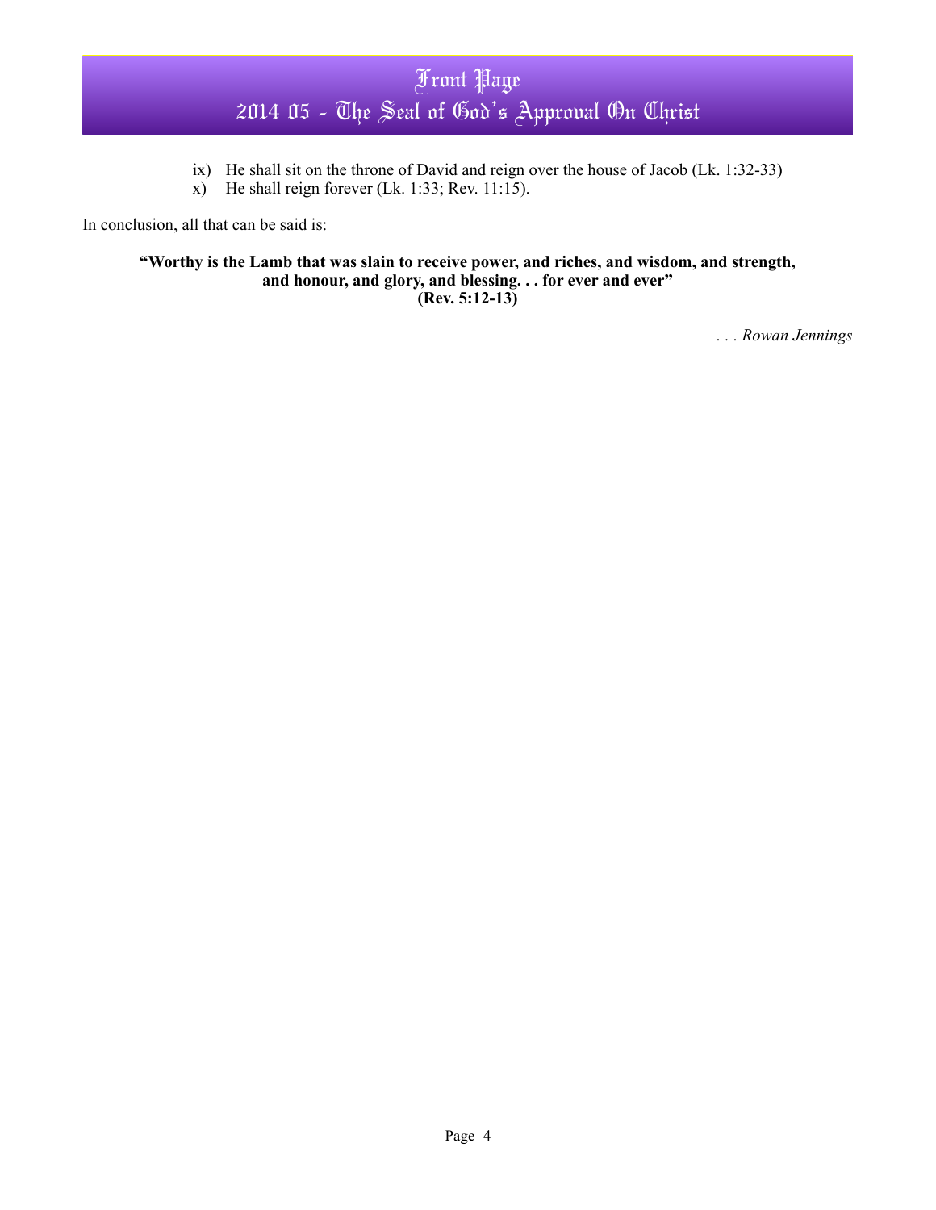ix) He shall sit on the throne of David and reign over the house of Jacob (Lk. 1:32-33)
x) He shall reign forever (Lk. 1:33; Rev. 11:15).

In conclusion, all that can be said is:

**"Worthy is the Lamb that was slain to receive power, and riches, and wisdom, and strength, and honour, and glory, and blessing. . . for ever and ever"**
**(Rev. 5:12-13)**

*. . . Rowan Jennings*